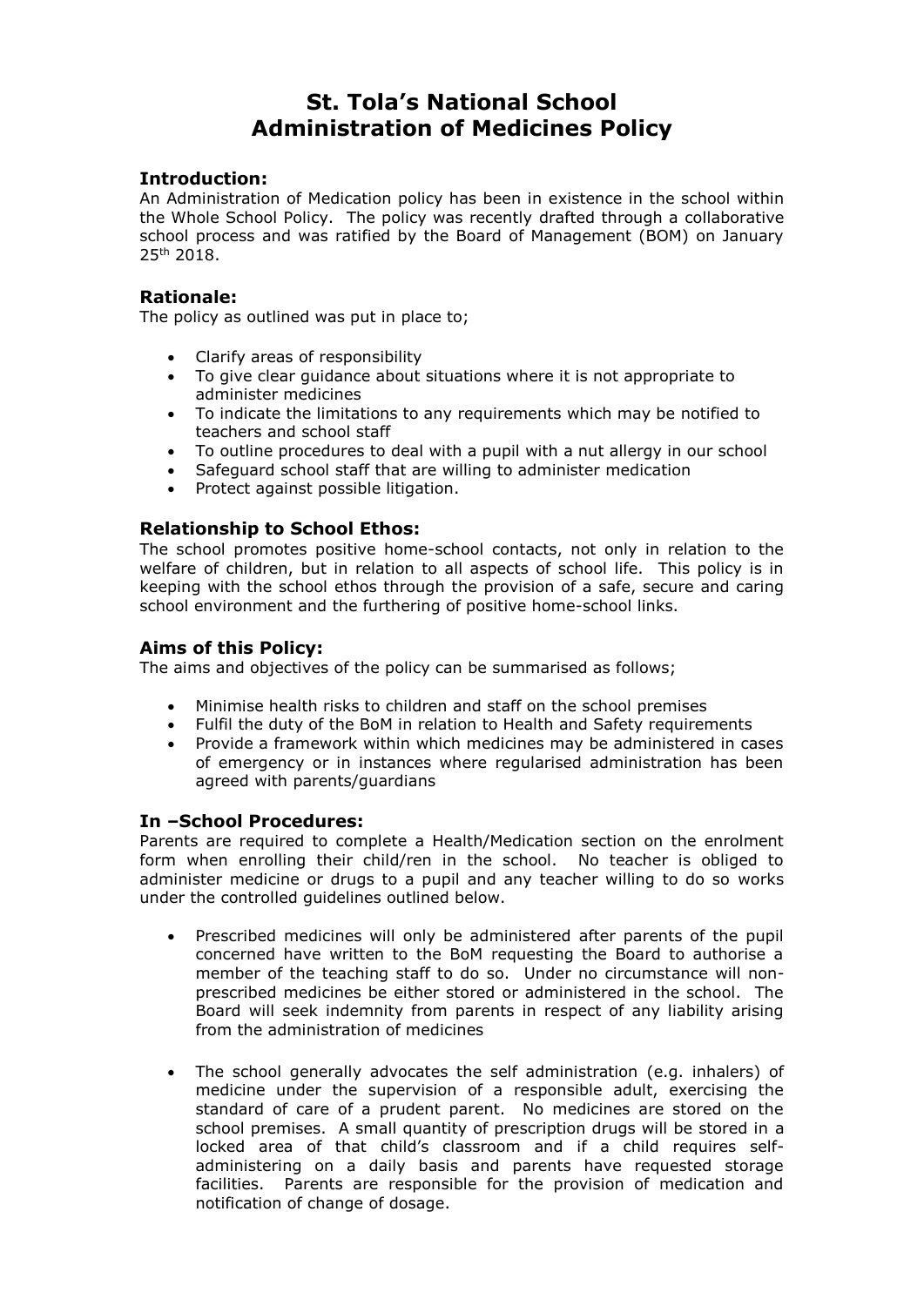# St. Tola's National School
# Administration of Medicines Policy

## Introduction:

An Administration of Medication policy has been in existence in the school within the Whole School Policy. The policy was recently drafted through a collaborative school process and was ratified by the Board of Management (BOM) on January 25th 2018.

## Rationale:

The policy as outlined was put in place to;

- Clarify areas of responsibility
- To give clear guidance about situations where it is not appropriate to administer medicines
- To indicate the limitations to any requirements which may be notified to teachers and school staff
- To outline procedures to deal with a pupil with a nut allergy in our school
- Safeguard school staff that are willing to administer medication
- Protect against possible litigation.

## Relationship to School Ethos:

The school promotes positive home-school contacts, not only in relation to the welfare of children, but in relation to all aspects of school life. This policy is in keeping with the school ethos through the provision of a safe, secure and caring school environment and the furthering of positive home-school links.

## Aims of this Policy:

The aims and objectives of the policy can be summarised as follows;

- Minimise health risks to children and staff on the school premises
- Fulfil the duty of the BoM in relation to Health and Safety requirements
- Provide a framework within which medicines may be administered in cases of emergency or in instances where regularised administration has been agreed with parents/guardians

## In –School Procedures:

Parents are required to complete a Health/Medication section on the enrolment form when enrolling their child/ren in the school. No teacher is obliged to administer medicine or drugs to a pupil and any teacher willing to do so works under the controlled guidelines outlined below.

- Prescribed medicines will only be administered after parents of the pupil concerned have written to the BoM requesting the Board to authorise a member of the teaching staff to do so. Under no circumstance will non-prescribed medicines be either stored or administered in the school. The Board will seek indemnity from parents in respect of any liability arising from the administration of medicines

- The school generally advocates the self administration (e.g. inhalers) of medicine under the supervision of a responsible adult, exercising the standard of care of a prudent parent. No medicines are stored on the school premises. A small quantity of prescription drugs will be stored in a locked area of that child's classroom and if a child requires self-administering on a daily basis and parents have requested storage facilities. Parents are responsible for the provision of medication and notification of change of dosage.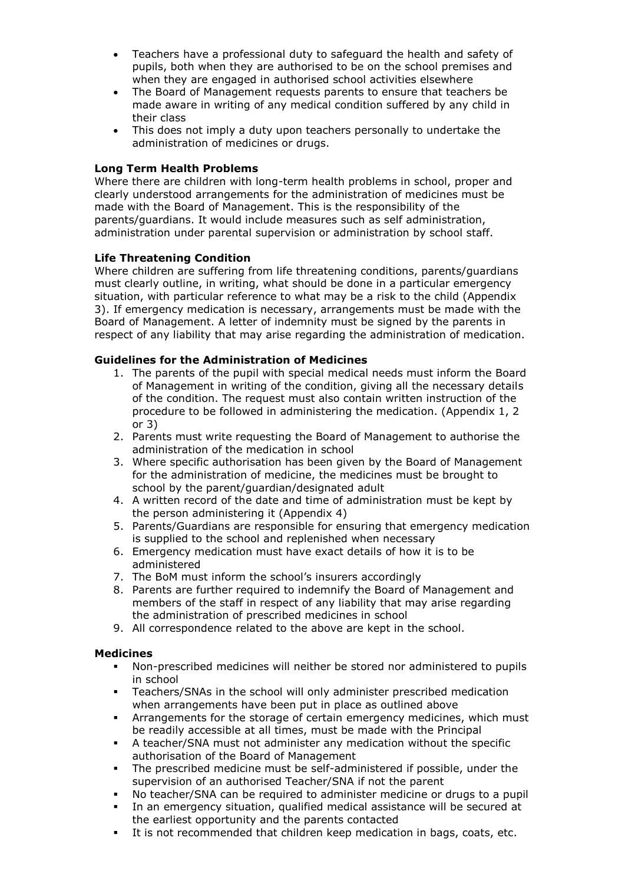- Teachers have a professional duty to safeguard the health and safety of pupils, both when they are authorised to be on the school premises and when they are engaged in authorised school activities elsewhere
- The Board of Management requests parents to ensure that teachers be made aware in writing of any medical condition suffered by any child in their class
- This does not imply a duty upon teachers personally to undertake the administration of medicines or drugs.

**Long Term Health Problems**

Where there are children with long-term health problems in school, proper and clearly understood arrangements for the administration of medicines must be made with the Board of Management. This is the responsibility of the parents/guardians. It would include measures such as self administration, administration under parental supervision or administration by school staff.

**Life Threatening Condition**

Where children are suffering from life threatening conditions, parents/guardians must clearly outline, in writing, what should be done in a particular emergency situation, with particular reference to what may be a risk to the child (Appendix 3). If emergency medication is necessary, arrangements must be made with the Board of Management. A letter of indemnity must be signed by the parents in respect of any liability that may arise regarding the administration of medication.

**Guidelines for the Administration of Medicines**

1. The parents of the pupil with special medical needs must inform the Board of Management in writing of the condition, giving all the necessary details of the condition. The request must also contain written instruction of the procedure to be followed in administering the medication. (Appendix 1, 2 or 3)
2. Parents must write requesting the Board of Management to authorise the administration of the medication in school
3. Where specific authorisation has been given by the Board of Management for the administration of medicine, the medicines must be brought to school by the parent/guardian/designated adult
4. A written record of the date and time of administration must be kept by the person administering it (Appendix 4)
5. Parents/Guardians are responsible for ensuring that emergency medication is supplied to the school and replenished when necessary
6. Emergency medication must have exact details of how it is to be administered
7. The BoM must inform the school's insurers accordingly
8. Parents are further required to indemnify the Board of Management and members of the staff in respect of any liability that may arise regarding the administration of prescribed medicines in school
9. All correspondence related to the above are kept in the school.

**Medicines**

- Non-prescribed medicines will neither be stored nor administered to pupils in school
- Teachers/SNAs in the school will only administer prescribed medication when arrangements have been put in place as outlined above
- Arrangements for the storage of certain emergency medicines, which must be readily accessible at all times, must be made with the Principal
- A teacher/SNA must not administer any medication without the specific authorisation of the Board of Management
- The prescribed medicine must be self-administered if possible, under the supervision of an authorised Teacher/SNA if not the parent
- No teacher/SNA can be required to administer medicine or drugs to a pupil
- In an emergency situation, qualified medical assistance will be secured at the earliest opportunity and the parents contacted
- It is not recommended that children keep medication in bags, coats, etc.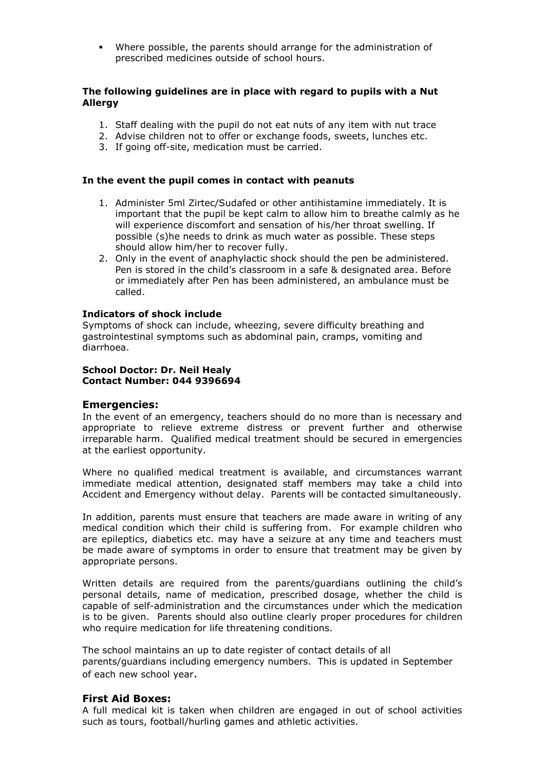- Where possible, the parents should arrange for the administration of prescribed medicines outside of school hours.

**The following guidelines are in place with regard to pupils with a Nut Allergy**

1. Staff dealing with the pupil do not eat nuts of any item with nut trace
2. Advise children not to offer or exchange foods, sweets, lunches etc.
3. If going off-site, medication must be carried.

**In the event the pupil comes in contact with peanuts**

1. Administer 5ml Zirtec/Sudafed or other antihistamine immediately. It is important that the pupil be kept calm to allow him to breathe calmly as he will experience discomfort and sensation of his/her throat swelling. If possible (s)he needs to drink as much water as possible. These steps should allow him/her to recover fully.
2. Only in the event of anaphylactic shock should the pen be administered. Pen is stored in the child's classroom in a safe & designated area. Before or immediately after Pen has been administered, an ambulance must be called.

**Indicators of shock include**

Symptoms of shock can include, wheezing, severe difficulty breathing and gastrointestinal symptoms such as abdominal pain, cramps, vomiting and diarrhoea.

**School Doctor: Dr. Neil Healy**
**Contact Number: 044 9396694**

## Emergencies:

In the event of an emergency, teachers should do no more than is necessary and appropriate to relieve extreme distress or prevent further and otherwise irreparable harm. Qualified medical treatment should be secured in emergencies at the earliest opportunity.

Where no qualified medical treatment is available, and circumstances warrant immediate medical attention, designated staff members may take a child into Accident and Emergency without delay. Parents will be contacted simultaneously.

In addition, parents must ensure that teachers are made aware in writing of any medical condition which their child is suffering from. For example children who are epileptics, diabetics etc. may have a seizure at any time and teachers must be made aware of symptoms in order to ensure that treatment may be given by appropriate persons.

Written details are required from the parents/guardians outlining the child's personal details, name of medication, prescribed dosage, whether the child is capable of self-administration and the circumstances under which the medication is to be given. Parents should also outline clearly proper procedures for children who require medication for life threatening conditions.

The school maintains an up to date register of contact details of all parents/guardians including emergency numbers. This is updated in September of each new school year.

## First Aid Boxes:

A full medical kit is taken when children are engaged in out of school activities such as tours, football/hurling games and athletic activities.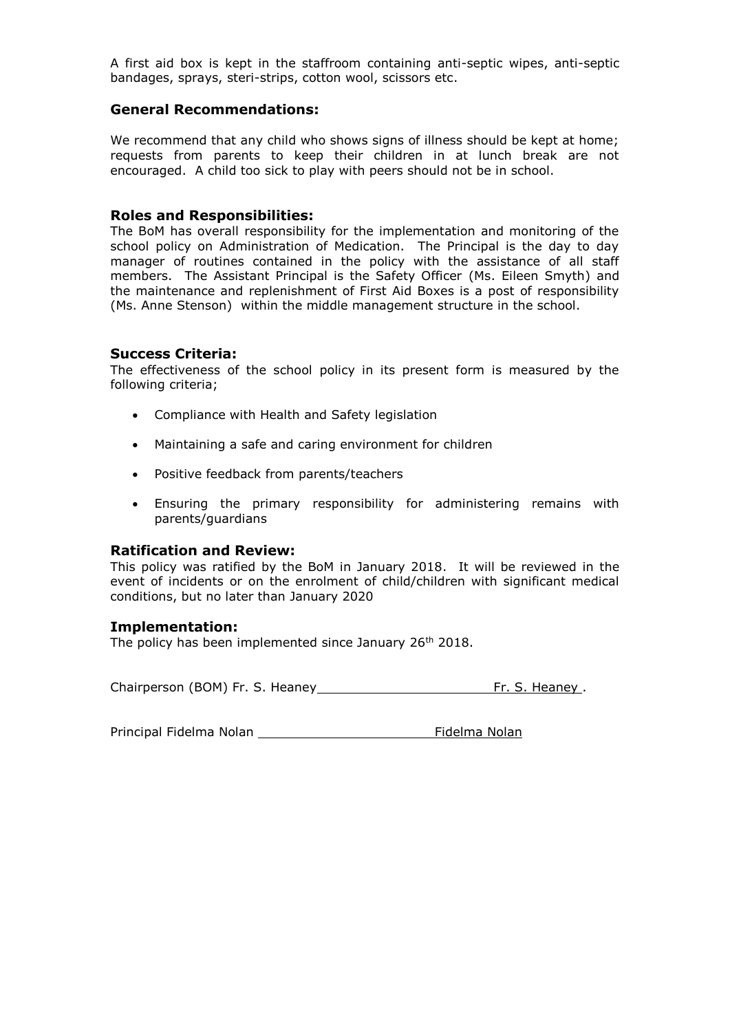A first aid box is kept in the staffroom containing anti-septic wipes, anti-septic bandages, sprays, steri-strips, cotton wool, scissors etc.

## General Recommendations:

We recommend that any child who shows signs of illness should be kept at home; requests from parents to keep their children in at lunch break are not encouraged. A child too sick to play with peers should not be in school.

## Roles and Responsibilities:

The BoM has overall responsibility for the implementation and monitoring of the school policy on Administration of Medication. The Principal is the day to day manager of routines contained in the policy with the assistance of all staff members. The Assistant Principal is the Safety Officer (Ms. Eileen Smyth) and the maintenance and replenishment of First Aid Boxes is a post of responsibility (Ms. Anne Stenson) within the middle management structure in the school.

## Success Criteria:

The effectiveness of the school policy in its present form is measured by the following criteria;

- Compliance with Health and Safety legislation
- Maintaining a safe and caring environment for children
- Positive feedback from parents/teachers
- Ensuring the primary responsibility for administering remains with parents/guardians

## Ratification and Review:

This policy was ratified by the BoM in January 2018. It will be reviewed in the event of incidents or on the enrolment of child/children with significant medical conditions, but no later than January 2020

## Implementation:

The policy has been implemented since January 26th 2018.

Chairperson (BOM) Fr. S. Heaney ______________________ Fr. S. Heaney .

Principal Fidelma Nolan ______________________ Fidelma Nolan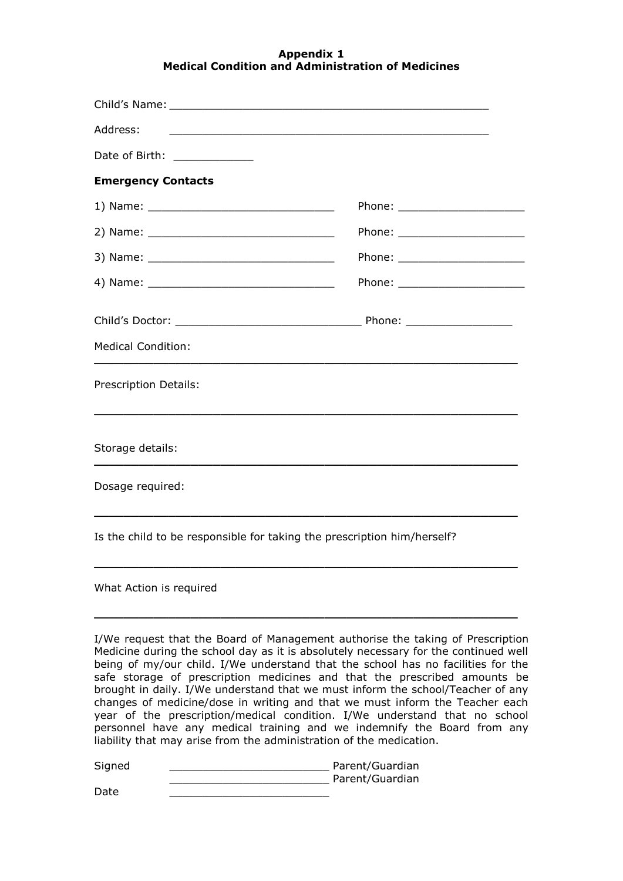**Appendix 1**
**Medical Condition and Administration of Medicines**

Child's Name: ________________________________________________

Address: ________________________________________________

Date of Birth: ____________

**Emergency Contacts**

1) Name: ____________________________ Phone: ___________________

2) Name: ____________________________ Phone: ___________________

3) Name: ____________________________ Phone: ___________________

4) Name: ____________________________ Phone: ___________________

Child's Doctor: ____________________________ Phone: ________________

Medical Condition:

______________________________________________________________

Prescription Details:

______________________________________________________________

Storage details:

______________________________________________________________

Dosage required:

______________________________________________________________

Is the child to be responsible for taking the prescription him/herself?

______________________________________________________________

What Action is required

______________________________________________________________

I/We request that the Board of Management authorise the taking of Prescription Medicine during the school day as it is absolutely necessary for the continued well being of my/our child. I/We understand that the school has no facilities for the safe storage of prescription medicines and that the prescribed amounts be brought in daily. I/We understand that we must inform the school/Teacher of any changes of medicine/dose in writing and that we must inform the Teacher each year of the prescription/medical condition. I/We understand that no school personnel have any medical training and we indemnify the Board from any liability that may arise from the administration of the medication.

Signed ________________________ Parent/Guardian

________________________ Parent/Guardian

Date ________________________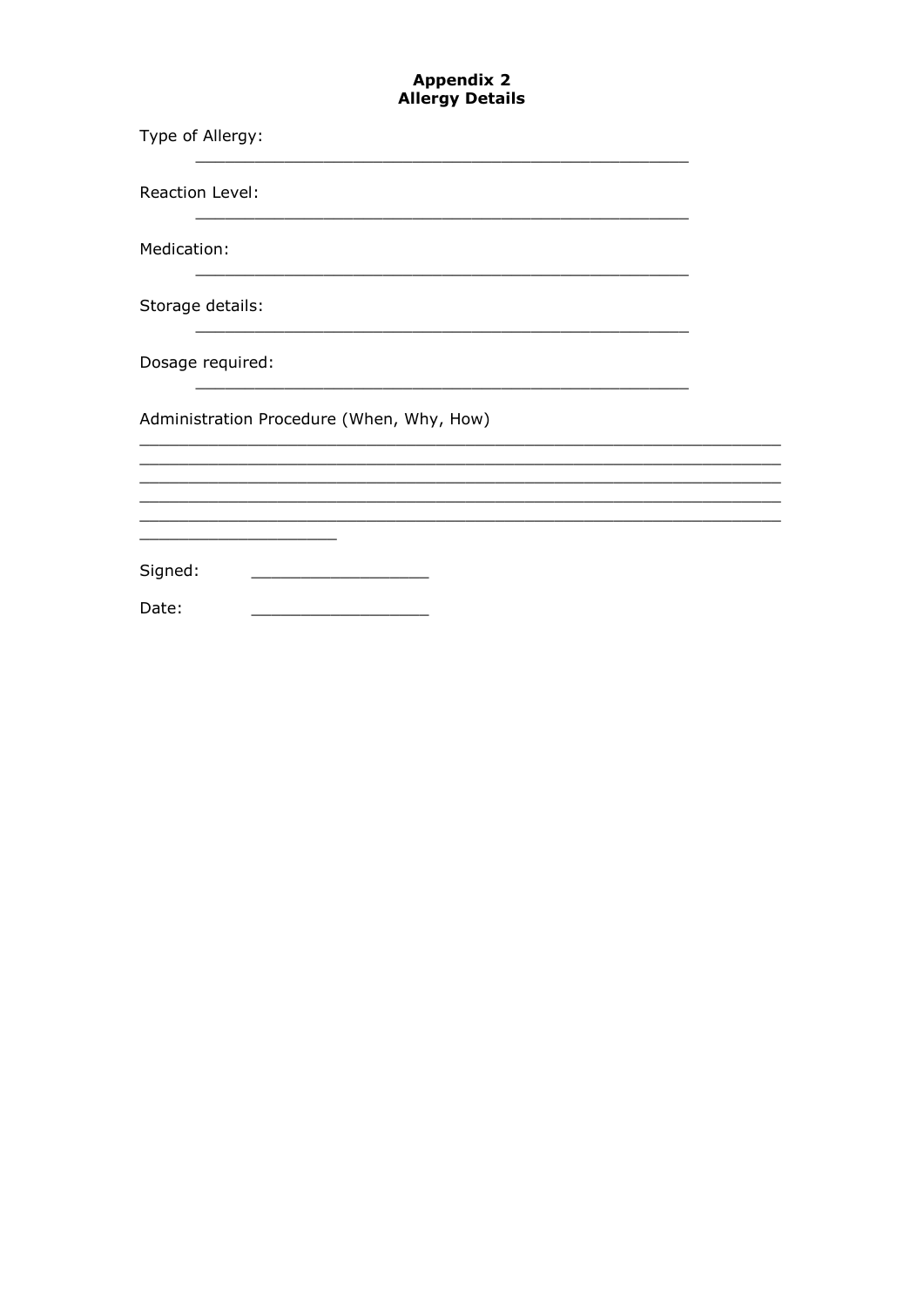# Appendix 2
## Allergy Details

Type of Allergy:

____________________________________________________

Reaction Level:

____________________________________________________

Medication:

____________________________________________________

Storage details:

____________________________________________________

Dosage required:

____________________________________________________

Administration Procedure (When, Why, How)

__________________________________________________________________
__________________________________________________________________
__________________________________________________________________
__________________________________________________________________
__________________________________________________________________
____________________

Signed: __________________

Date: __________________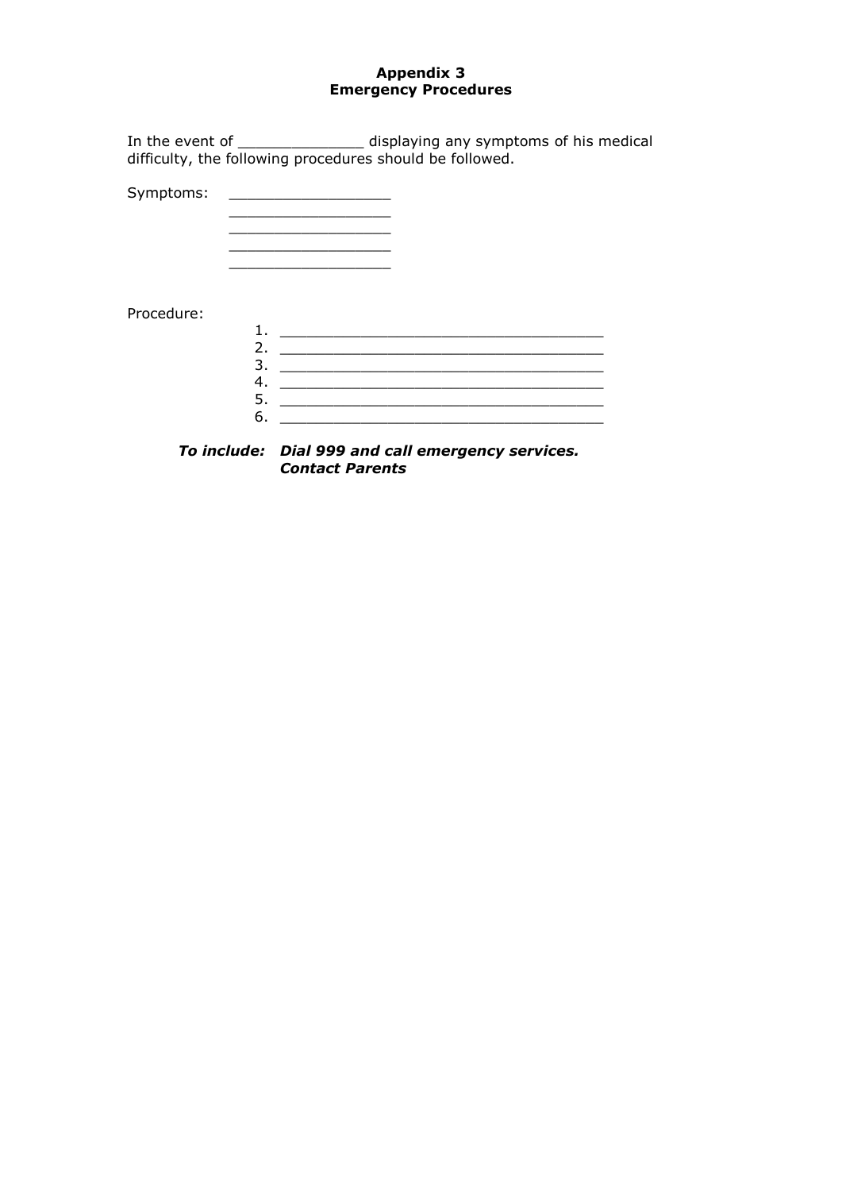# Appendix 3
## Emergency Procedures

In the event of ______________ displaying any symptoms of his medical difficulty, the following procedures should be followed.

Symptoms: __________________
__________________
__________________
__________________
__________________

Procedure:

1. ____________________________________
2. ____________________________________
3. ____________________________________
4. ____________________________________
5. ____________________________________
6. ____________________________________

***To include:*** ***Dial 999 and call emergency services.***
***Contact Parents***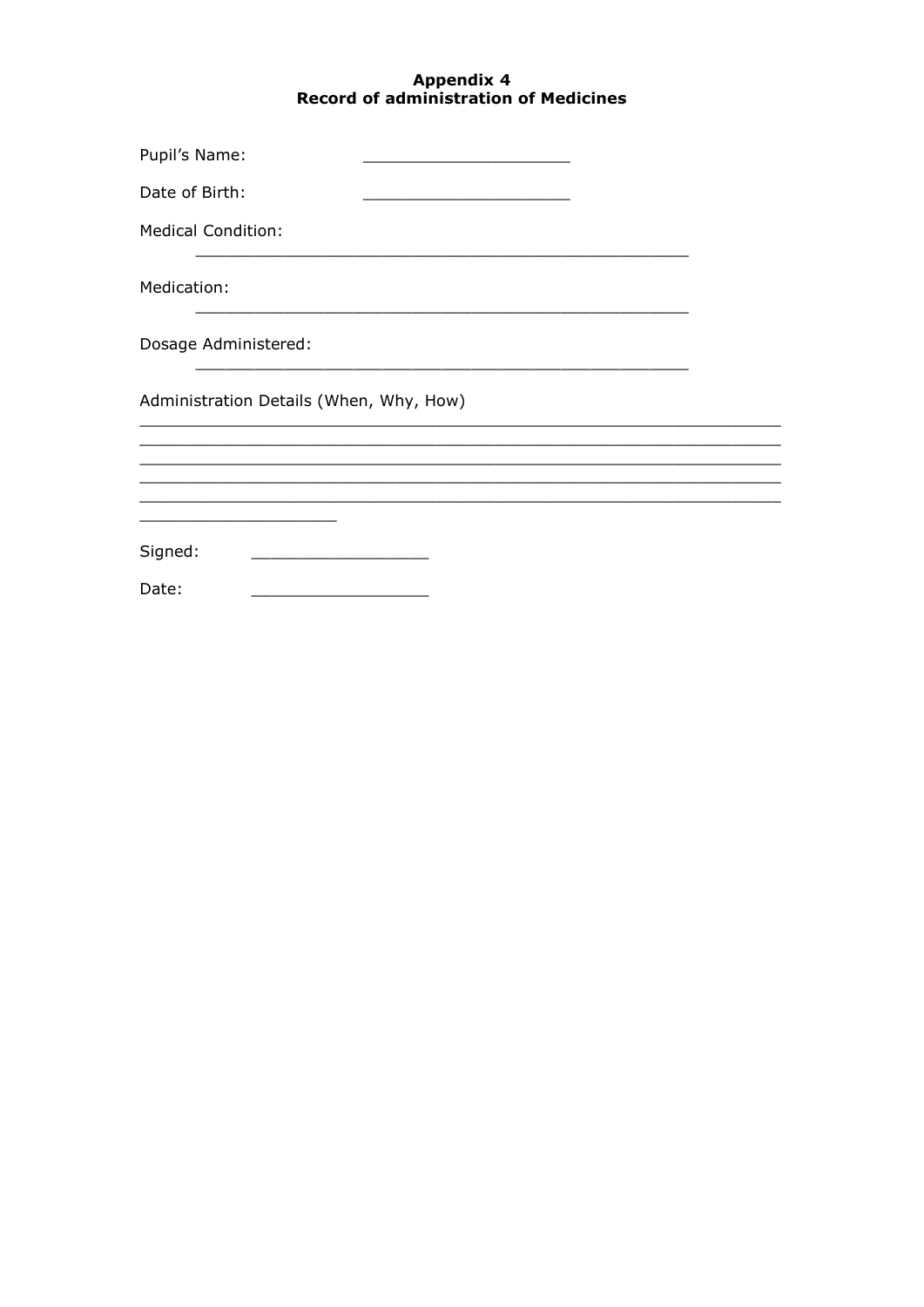**Appendix 4**
**Record of administration of Medicines**

Pupil's Name: ______________________

Date of Birth: ______________________

Medical Condition:
__________________________________________________

Medication:
__________________________________________________

Dosage Administered:
__________________________________________________

Administration Details (When, Why, How)
_________________________________________________________________
_________________________________________________________________
_________________________________________________________________
_________________________________________________________________
_________________________________________________________________
____________________

Signed: __________________

Date: __________________